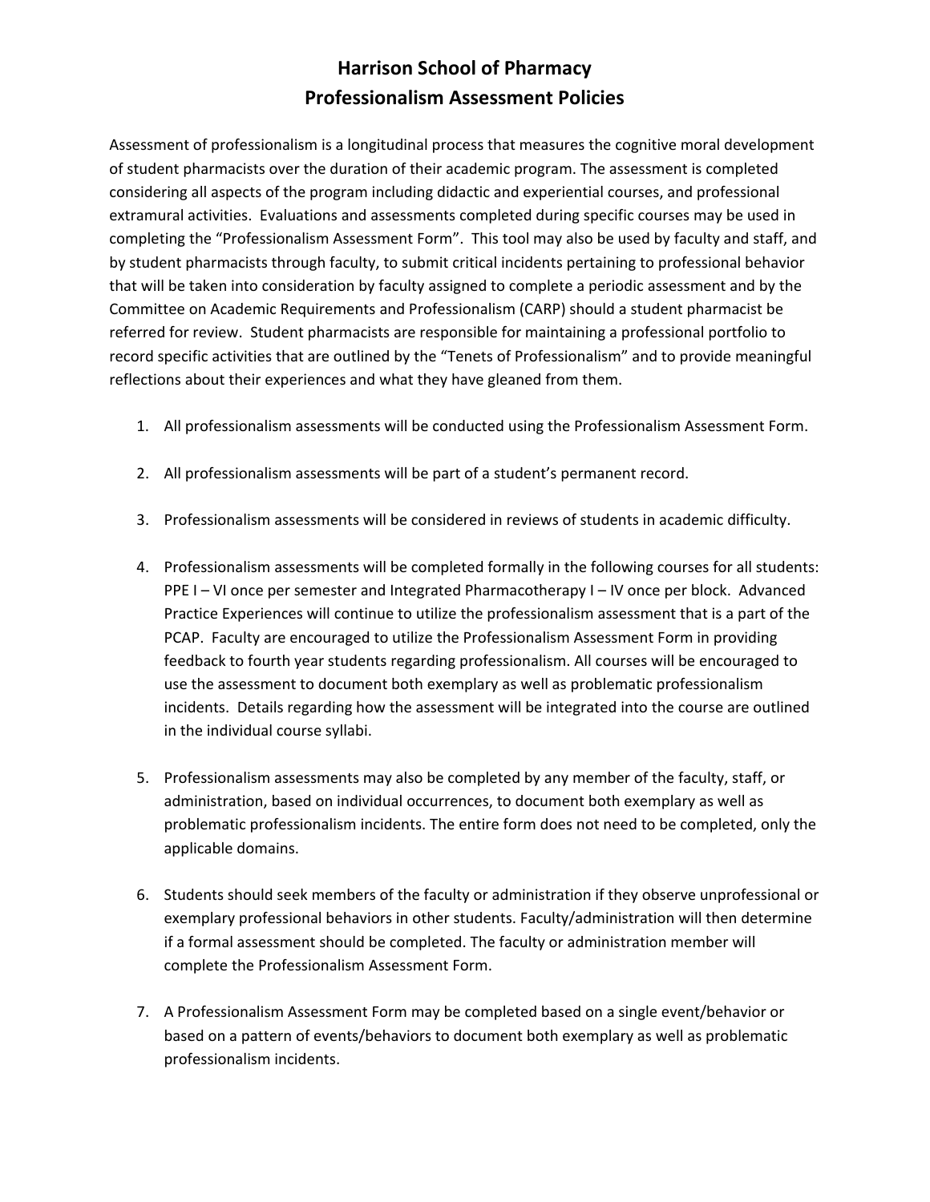# Harrison School of Pharmacy
# Professionalism Assessment Policies

Assessment of professionalism is a longitudinal process that measures the cognitive moral development of student pharmacists over the duration of their academic program. The assessment is completed considering all aspects of the program including didactic and experiential courses, and professional extramural activities. Evaluations and assessments completed during specific courses may be used in completing the "Professionalism Assessment Form". This tool may also be used by faculty and staff, and by student pharmacists through faculty, to submit critical incidents pertaining to professional behavior that will be taken into consideration by faculty assigned to complete a periodic assessment and by the Committee on Academic Requirements and Professionalism (CARP) should a student pharmacist be referred for review. Student pharmacists are responsible for maintaining a professional portfolio to record specific activities that are outlined by the "Tenets of Professionalism" and to provide meaningful reflections about their experiences and what they have gleaned from them.

1. All professionalism assessments will be conducted using the Professionalism Assessment Form.

2. All professionalism assessments will be part of a student's permanent record.

3. Professionalism assessments will be considered in reviews of students in academic difficulty.

4. Professionalism assessments will be completed formally in the following courses for all students: PPE I – VI once per semester and Integrated Pharmacotherapy I – IV once per block. Advanced Practice Experiences will continue to utilize the professionalism assessment that is a part of the PCAP. Faculty are encouraged to utilize the Professionalism Assessment Form in providing feedback to fourth year students regarding professionalism. All courses will be encouraged to use the assessment to document both exemplary as well as problematic professionalism incidents. Details regarding how the assessment will be integrated into the course are outlined in the individual course syllabi.

5. Professionalism assessments may also be completed by any member of the faculty, staff, or administration, based on individual occurrences, to document both exemplary as well as problematic professionalism incidents. The entire form does not need to be completed, only the applicable domains.

6. Students should seek members of the faculty or administration if they observe unprofessional or exemplary professional behaviors in other students. Faculty/administration will then determine if a formal assessment should be completed. The faculty or administration member will complete the Professionalism Assessment Form.

7. A Professionalism Assessment Form may be completed based on a single event/behavior or based on a pattern of events/behaviors to document both exemplary as well as problematic professionalism incidents.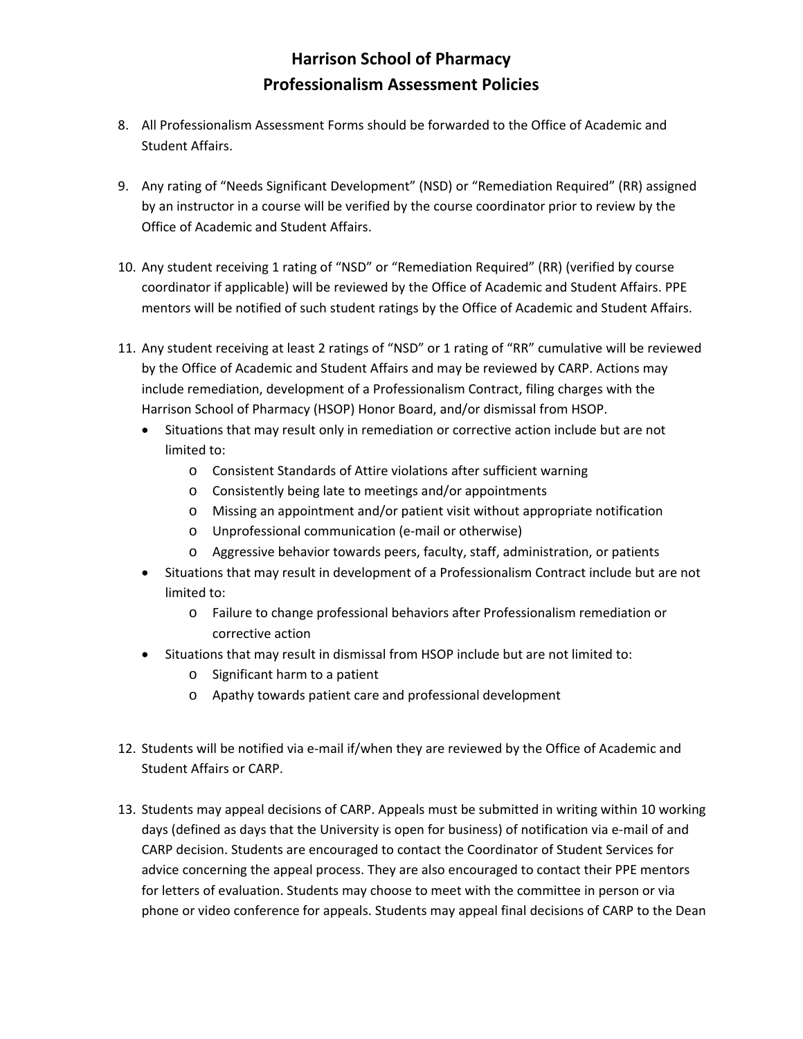# Harrison School of Pharmacy
# Professionalism Assessment Policies

8. All Professionalism Assessment Forms should be forwarded to the Office of Academic and Student Affairs.

9. Any rating of "Needs Significant Development" (NSD) or "Remediation Required" (RR) assigned by an instructor in a course will be verified by the course coordinator prior to review by the Office of Academic and Student Affairs.

10. Any student receiving 1 rating of "NSD" or "Remediation Required" (RR) (verified by course coordinator if applicable) will be reviewed by the Office of Academic and Student Affairs. PPE mentors will be notified of such student ratings by the Office of Academic and Student Affairs.

11. Any student receiving at least 2 ratings of "NSD" or 1 rating of "RR" cumulative will be reviewed by the Office of Academic and Student Affairs and may be reviewed by CARP. Actions may include remediation, development of a Professionalism Contract, filing charges with the Harrison School of Pharmacy (HSOP) Honor Board, and/or dismissal from HSOP.
    - Situations that may result only in remediation or corrective action include but are not limited to:
        - Consistent Standards of Attire violations after sufficient warning
        - Consistently being late to meetings and/or appointments
        - Missing an appointment and/or patient visit without appropriate notification
        - Unprofessional communication (e-mail or otherwise)
        - Aggressive behavior towards peers, faculty, staff, administration, or patients
    - Situations that may result in development of a Professionalism Contract include but are not limited to:
        - Failure to change professional behaviors after Professionalism remediation or corrective action
    - Situations that may result in dismissal from HSOP include but are not limited to:
        - Significant harm to a patient
        - Apathy towards patient care and professional development

12. Students will be notified via e-mail if/when they are reviewed by the Office of Academic and Student Affairs or CARP.

13. Students may appeal decisions of CARP. Appeals must be submitted in writing within 10 working days (defined as days that the University is open for business) of notification via e-mail of and CARP decision. Students are encouraged to contact the Coordinator of Student Services for advice concerning the appeal process. They are also encouraged to contact their PPE mentors for letters of evaluation. Students may choose to meet with the committee in person or via phone or video conference for appeals. Students may appeal final decisions of CARP to the Dean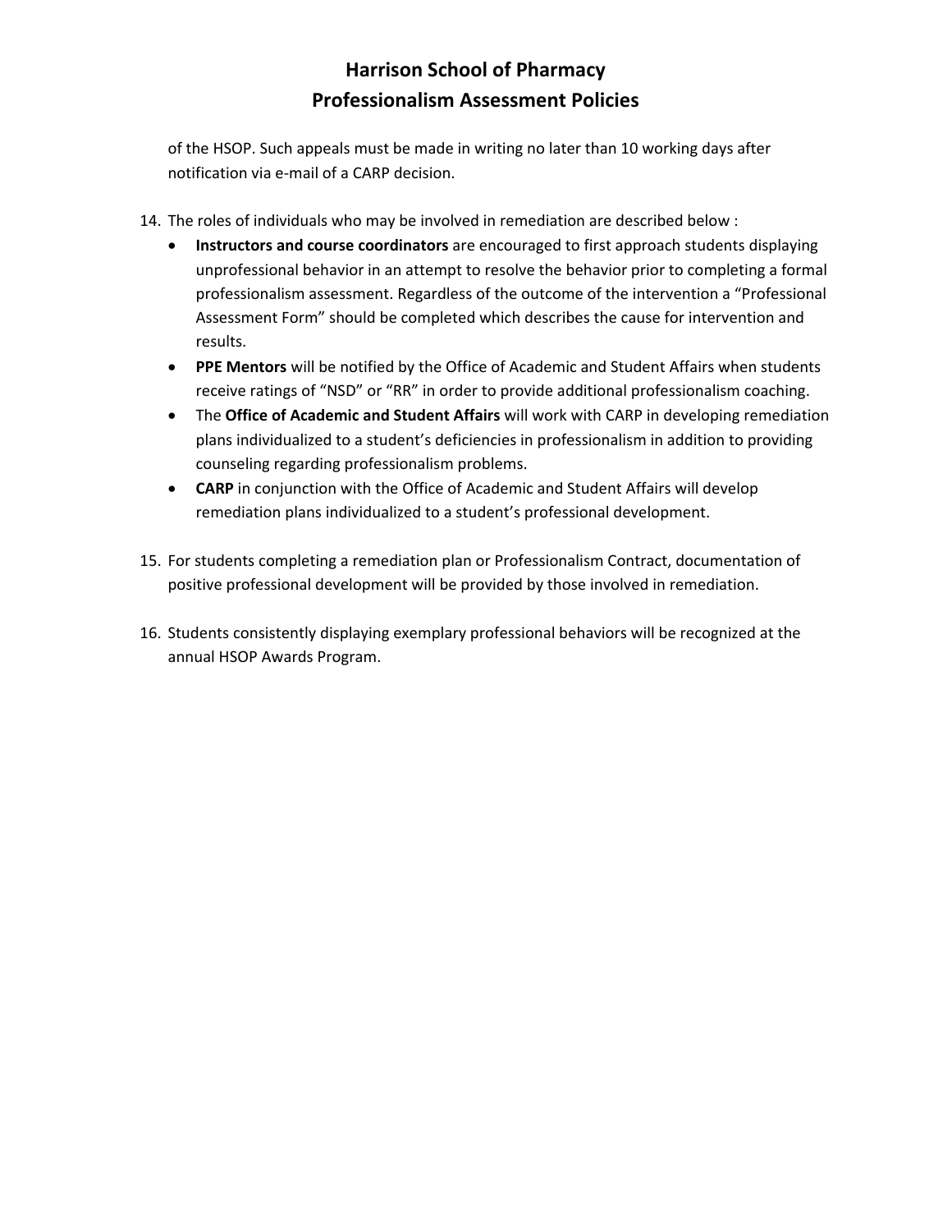of the HSOP. Such appeals must be made in writing no later than 10 working days after notification via e-mail of a CARP decision.

14. The roles of individuals who may be involved in remediation are described below :
    - **Instructors and course coordinators** are encouraged to first approach students displaying unprofessional behavior in an attempt to resolve the behavior prior to completing a formal professionalism assessment. Regardless of the outcome of the intervention a "Professional Assessment Form" should be completed which describes the cause for intervention and results.
    - **PPE Mentors** will be notified by the Office of Academic and Student Affairs when students receive ratings of "NSD" or "RR" in order to provide additional professionalism coaching.
    - The **Office of Academic and Student Affairs** will work with CARP in developing remediation plans individualized to a student's deficiencies in professionalism in addition to providing counseling regarding professionalism problems.
    - **CARP** in conjunction with the Office of Academic and Student Affairs will develop remediation plans individualized to a student's professional development.

15. For students completing a remediation plan or Professionalism Contract, documentation of positive professional development will be provided by those involved in remediation.

16. Students consistently displaying exemplary professional behaviors will be recognized at the annual HSOP Awards Program.